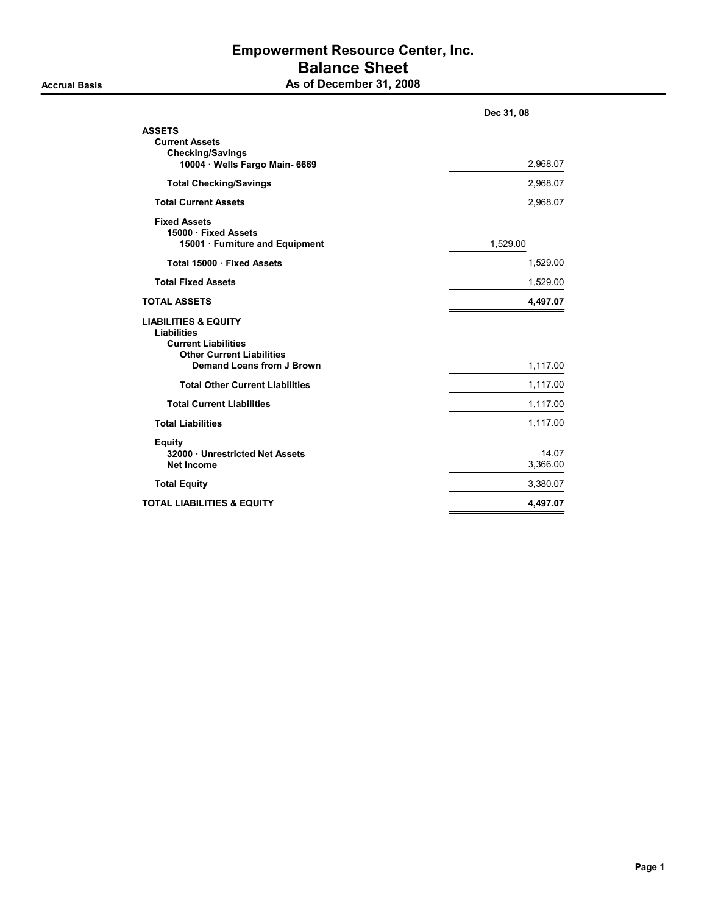# Empowerment Resource Center, Inc.

## Balance Sheet

**Accrual Basis** **As of December 31, 2008**

| | | Dec 31, 08 |
|---|---|---|
| **ASSETS** | | |
| **Current Assets** | | |
| **Checking/Savings** | | |
| **10004 · Wells Fargo Main- 6669** | | 2,968.07 |
| **Total Checking/Savings** | | 2,968.07 |
| **Total Current Assets** | | 2,968.07 |
| **Fixed Assets** | | |
| **15000 · Fixed Assets** | | |
| **15001 · Furniture and Equipment** | 1,529.00 | |
| **Total 15000 · Fixed Assets** | | 1,529.00 |
| **Total Fixed Assets** | | 1,529.00 |
| **TOTAL ASSETS** | | **4,497.07** |
| **LIABILITIES & EQUITY** | | |
| **Liabilities** | | |
| **Current Liabilities** | | |
| **Other Current Liabilities** | | |
| **Demand Loans from J Brown** | | 1,117.00 |
| **Total Other Current Liabilities** | | 1,117.00 |
| **Total Current Liabilities** | | 1,117.00 |
| **Total Liabilities** | | 1,117.00 |
| **Equity** | | |
| **32000 · Unrestricted Net Assets** | | 14.07 |
| **Net Income** | | 3,366.00 |
| **Total Equity** | | 3,380.07 |
| **TOTAL LIABILITIES & EQUITY** | | **4,497.07** |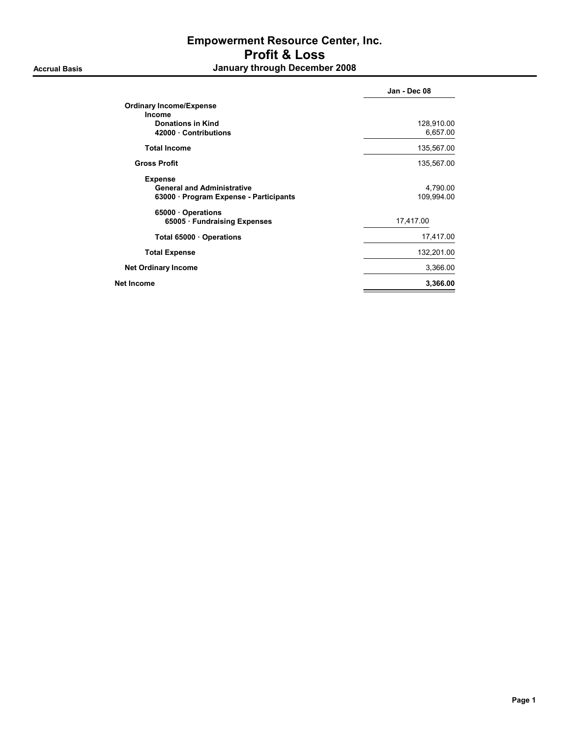# Empowerment Resource Center, Inc.
## Profit & Loss

**Accrual Basis** — **January through December 2008**

| | Jan - Dec 08 |
|---|---|
| **Ordinary Income/Expense** | |
| **Income** | |
| **Donations in Kind** | 128,910.00 |
| **42000 · Contributions** | 6,657.00 |
| **Total Income** | 135,567.00 |
| **Gross Profit** | 135,567.00 |
| **Expense** | |
| **General and Administrative** | 4,790.00 |
| **63000 · Program Expense - Participants** | 109,994.00 |
| **65000 · Operations** | |
| **65005 · Fundraising Expenses** | 17,417.00 |
| **Total 65000 · Operations** | 17,417.00 |
| **Total Expense** | 132,201.00 |
| **Net Ordinary Income** | 3,366.00 |
| **Net Income** | **3,366.00** |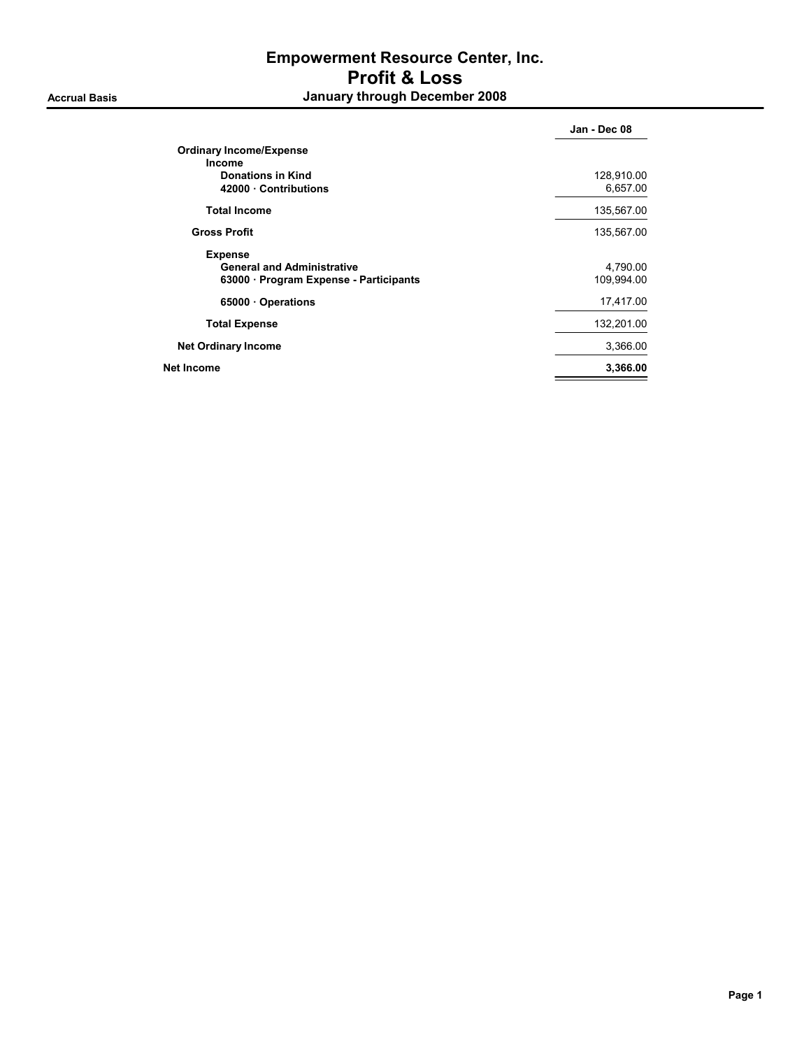# Empowerment Resource Center, Inc.
## Profit & Loss

**Accrual Basis** — **January through December 2008**

| | Jan - Dec 08 |
|---|---|
| **Ordinary Income/Expense** | |
| **Income** | |
| **Donations in Kind** | 128,910.00 |
| **42000 · Contributions** | 6,657.00 |
| **Total Income** | 135,567.00 |
| **Gross Profit** | 135,567.00 |
| **Expense** | |
| **General and Administrative** | 4,790.00 |
| **63000 · Program Expense - Participants** | 109,994.00 |
| **65000 · Operations** | 17,417.00 |
| **Total Expense** | 132,201.00 |
| **Net Ordinary Income** | 3,366.00 |
| **Net Income** | **3,366.00** |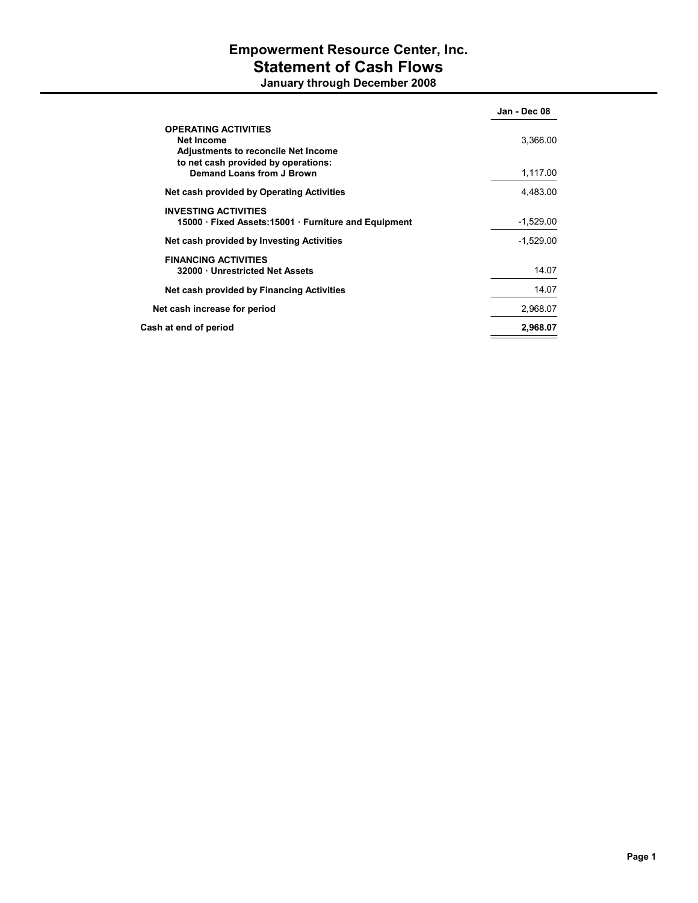# Empowerment Resource Center, Inc.
## Statement of Cash Flows
### January through December 2008

| | Jan - Dec 08 |
|---|---|
| **OPERATING ACTIVITIES** | |
| **Net Income** | 3,366.00 |
| **Adjustments to reconcile Net Income** | |
| **to net cash provided by operations:** | |
| **Demand Loans from J Brown** | 1,117.00 |
| **Net cash provided by Operating Activities** | 4,483.00 |
| **INVESTING ACTIVITIES** | |
| **15000 · Fixed Assets:15001 · Furniture and Equipment** | -1,529.00 |
| **Net cash provided by Investing Activities** | -1,529.00 |
| **FINANCING ACTIVITIES** | |
| **32000 · Unrestricted Net Assets** | 14.07 |
| **Net cash provided by Financing Activities** | 14.07 |
| **Net cash increase for period** | 2,968.07 |
| **Cash at end of period** | **2,968.07** |